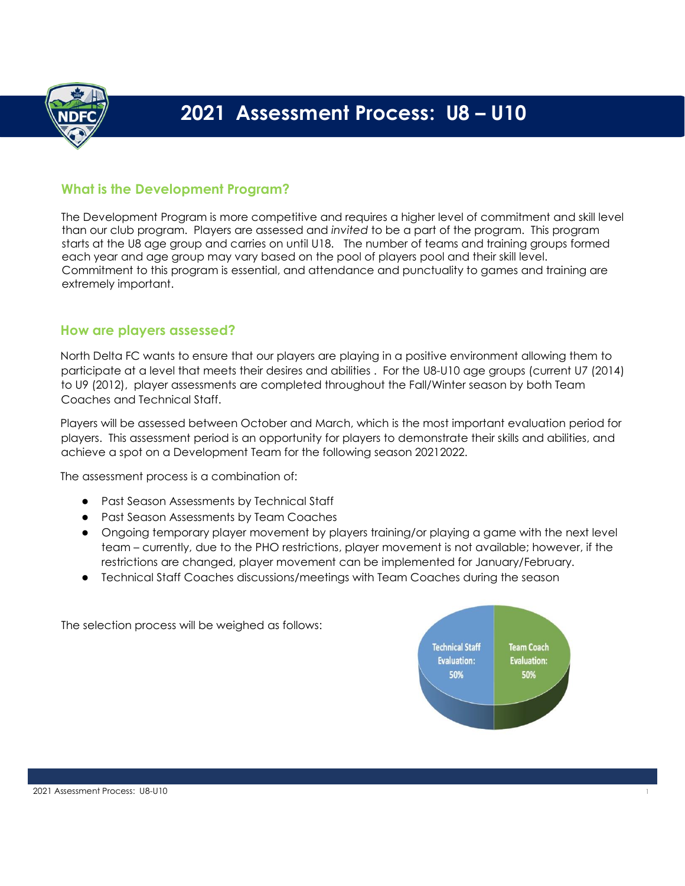# 2021 Assessment Process: U8 – U10

## What is the Development Program?

The Development Program is more competitive and requires a higher level of commitment and skill level than our club program. Players are assessed and *invited* to be a part of the program. This program starts at the U8 age group and carries on until U18. The number of teams and training groups formed each year and age group may vary based on the pool of players pool and their skill level. Commitment to this program is essential, and attendance and punctuality to games and training are extremely important.

## How are players assessed?

North Delta FC wants to ensure that our players are playing in a positive environment allowing them to participate at a level that meets their desires and abilities . For the U8-U10 age groups (current U7 (2014) to U9 (2012), player assessments are completed throughout the Fall/Winter season by both Team Coaches and Technical Staff.

Players will be assessed between October and March, which is the most important evaluation period for players. This assessment period is an opportunity for players to demonstrate their skills and abilities, and achieve a spot on a Development Team for the following season 20212022.

The assessment process is a combination of:

- Past Season Assessments by Technical Staff
- Past Season Assessments by Team Coaches
- Ongoing temporary player movement by players training/or playing a game with the next level team – currently, due to the PHO restrictions, player movement is not available; however, if the restrictions are changed, player movement can be implemented for January/February.
- Technical Staff Coaches discussions/meetings with Team Coaches during the season

The selection process will be weighed as follows:

Technical Staff Evaluation: 50%

Team Coach Evaluation: 50%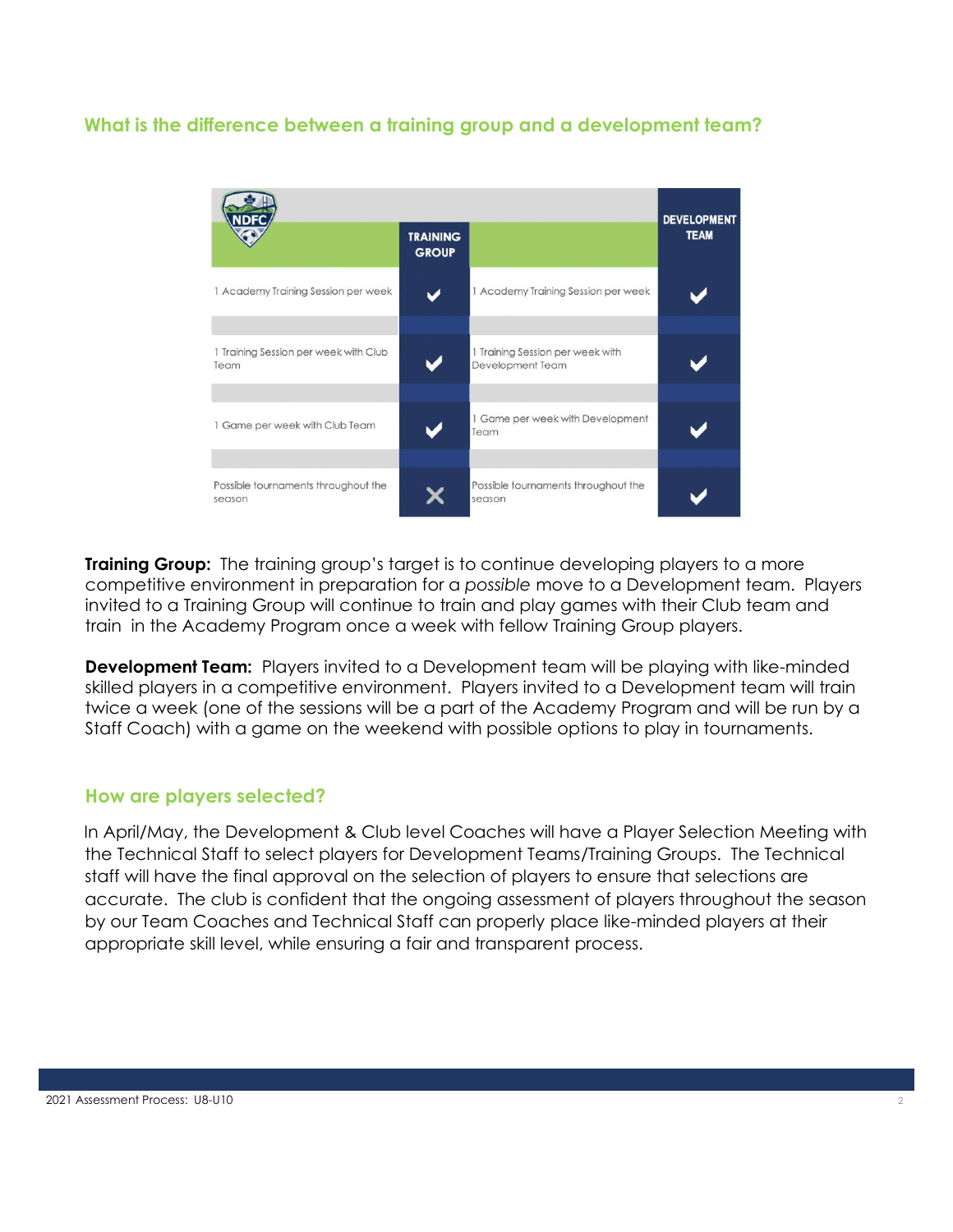## What is the difference between a training group and a development team?

| NDFC | TRAINING GROUP | | DEVELOPMENT TEAM |
|---|---|---|---|
| 1 Academy Training Session per week | ✔ | 1 Academy Training Session per week | ✔ |
| 1 Training Session per week with Club Team | ✔ | 1 Training Session per week with Development Team | ✔ |
| 1 Game per week with Club Team | ✔ | 1 Game per week with Development Team | ✔ |
| Possible tournaments throughout the season | ✘ | Possible tournaments throughout the season | ✔ |

**Training Group:** The training group's target is to continue developing players to a more competitive environment in preparation for a *possible* move to a Development team. Players invited to a Training Group will continue to train and play games with their Club team and train in the Academy Program once a week with fellow Training Group players.

**Development Team:** Players invited to a Development team will be playing with like-minded skilled players in a competitive environment. Players invited to a Development team will train twice a week (one of the sessions will be a part of the Academy Program and will be run by a Staff Coach) with a game on the weekend with possible options to play in tournaments.

## How are players selected?

In April/May, the Development & Club level Coaches will have a Player Selection Meeting with the Technical Staff to select players for Development Teams/Training Groups. The Technical staff will have the final approval on the selection of players to ensure that selections are accurate. The club is confident that the ongoing assessment of players throughout the season by our Team Coaches and Technical Staff can properly place like-minded players at their appropriate skill level, while ensuring a fair and transparent process.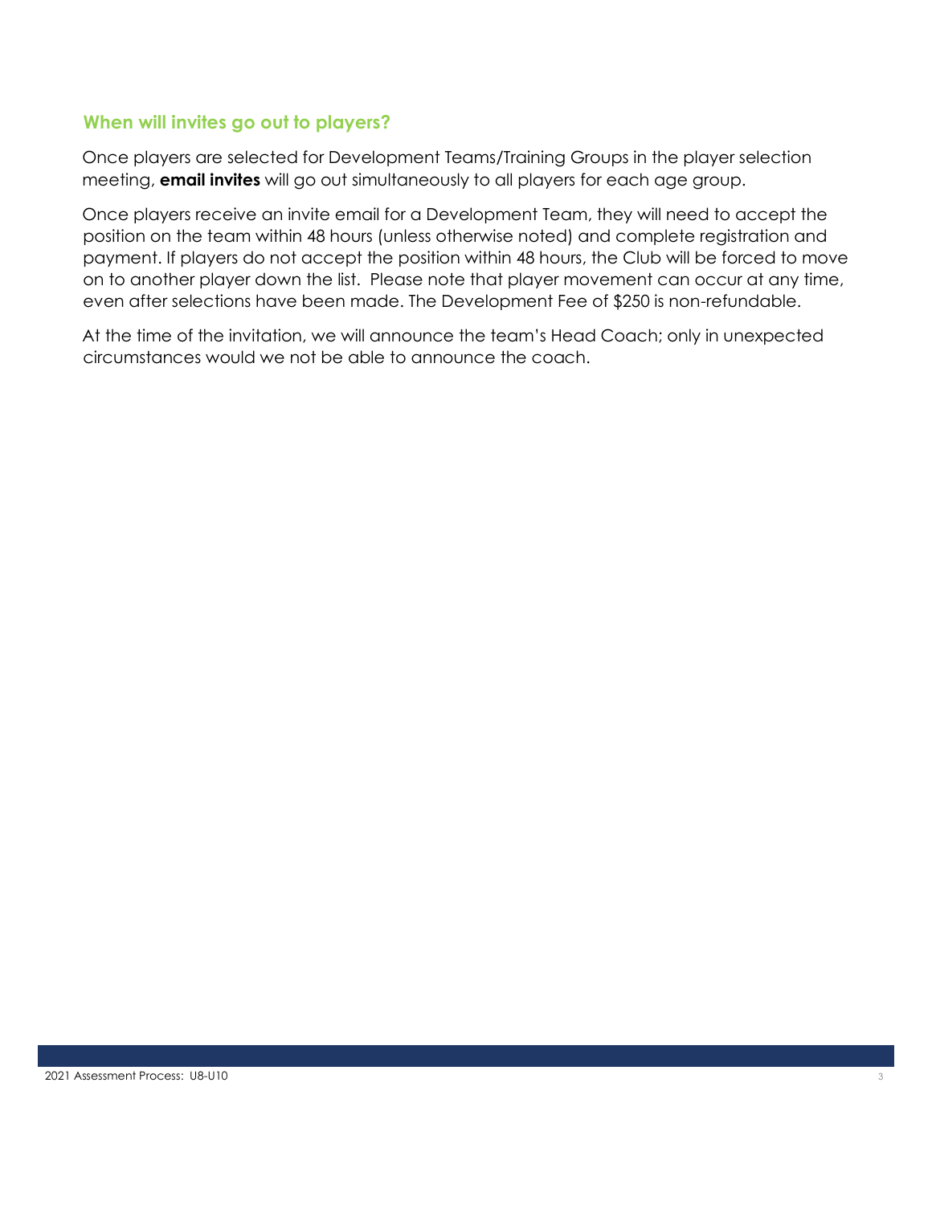### When will invites go out to players?

Once players are selected for Development Teams/Training Groups in the player selection meeting, **email invites** will go out simultaneously to all players for each age group.

Once players receive an invite email for a Development Team, they will need to accept the position on the team within 48 hours (unless otherwise noted) and complete registration and payment. If players do not accept the position within 48 hours, the Club will be forced to move on to another player down the list. Please note that player movement can occur at any time, even after selections have been made. The Development Fee of $250 is non-refundable.

At the time of the invitation, we will announce the team's Head Coach; only in unexpected circumstances would we not be able to announce the coach.